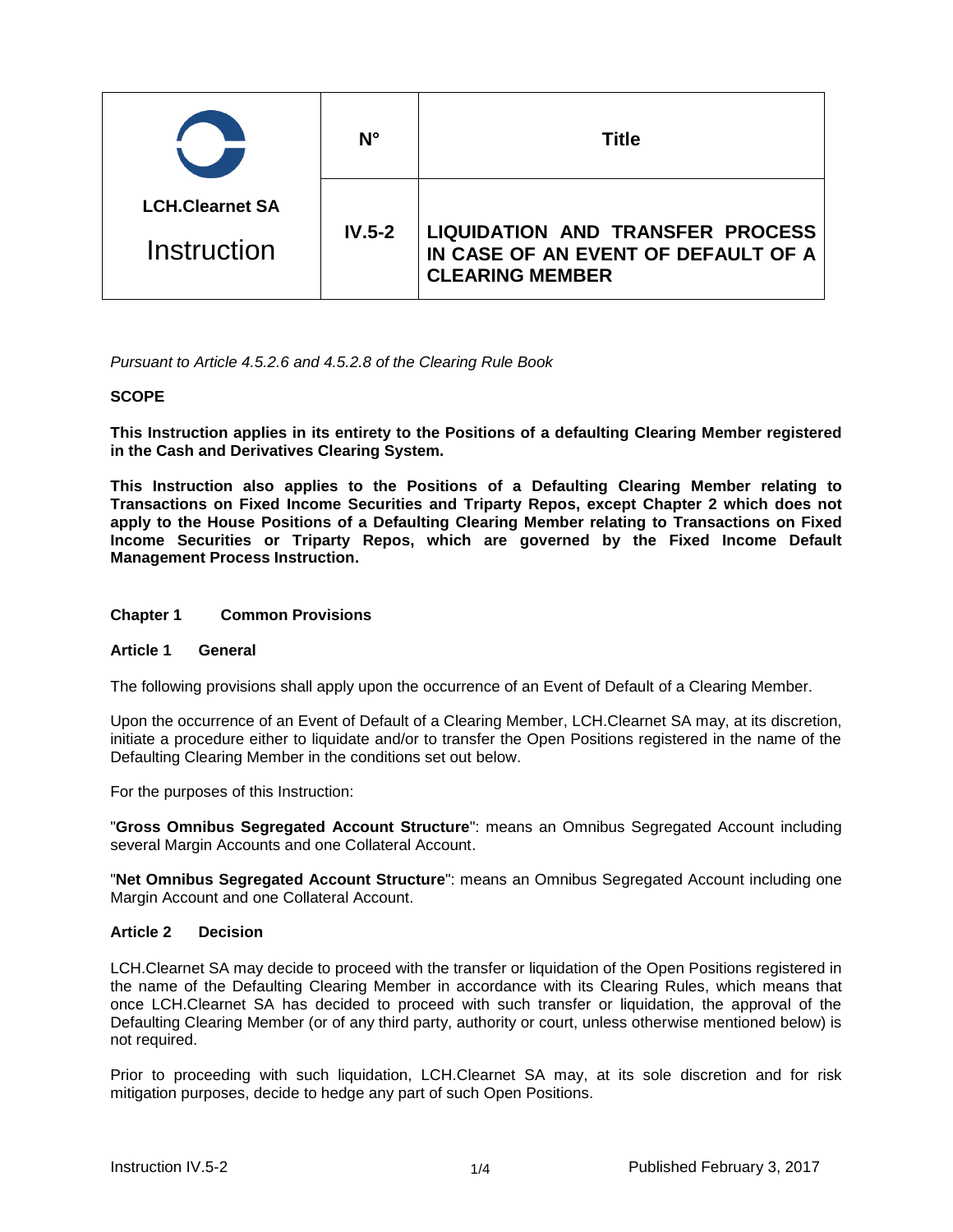| LCH.Clearnet SA Instruction | N° | Title |
| --- | --- | --- |
| | IV.5-2 | LIQUIDATION AND TRANSFER PROCESS IN CASE OF AN EVENT OF DEFAULT OF A CLEARING MEMBER |

*Pursuant to Article 4.5.2.6 and 4.5.2.8 of the Clearing Rule Book*

**SCOPE**

**This Instruction applies in its entirety to the Positions of a defaulting Clearing Member registered in the Cash and Derivatives Clearing System.**

**This Instruction also applies to the Positions of a Defaulting Clearing Member relating to Transactions on Fixed Income Securities and Triparty Repos, except Chapter 2 which does not apply to the House Positions of a Defaulting Clearing Member relating to Transactions on Fixed Income Securities or Triparty Repos, which are governed by the Fixed Income Default Management Process Instruction.**

## Chapter 1 Common Provisions

### Article 1 General

The following provisions shall apply upon the occurrence of an Event of Default of a Clearing Member.

Upon the occurrence of an Event of Default of a Clearing Member, LCH.Clearnet SA may, at its discretion, initiate a procedure either to liquidate and/or to transfer the Open Positions registered in the name of the Defaulting Clearing Member in the conditions set out below.

For the purposes of this Instruction:

"**Gross Omnibus Segregated Account Structure**": means an Omnibus Segregated Account including several Margin Accounts and one Collateral Account.

"**Net Omnibus Segregated Account Structure**": means an Omnibus Segregated Account including one Margin Account and one Collateral Account.

### Article 2 Decision

LCH.Clearnet SA may decide to proceed with the transfer or liquidation of the Open Positions registered in the name of the Defaulting Clearing Member in accordance with its Clearing Rules, which means that once LCH.Clearnet SA has decided to proceed with such transfer or liquidation, the approval of the Defaulting Clearing Member (or of any third party, authority or court, unless otherwise mentioned below) is not required.

Prior to proceeding with such liquidation, LCH.Clearnet SA may, at its sole discretion and for risk mitigation purposes, decide to hedge any part of such Open Positions.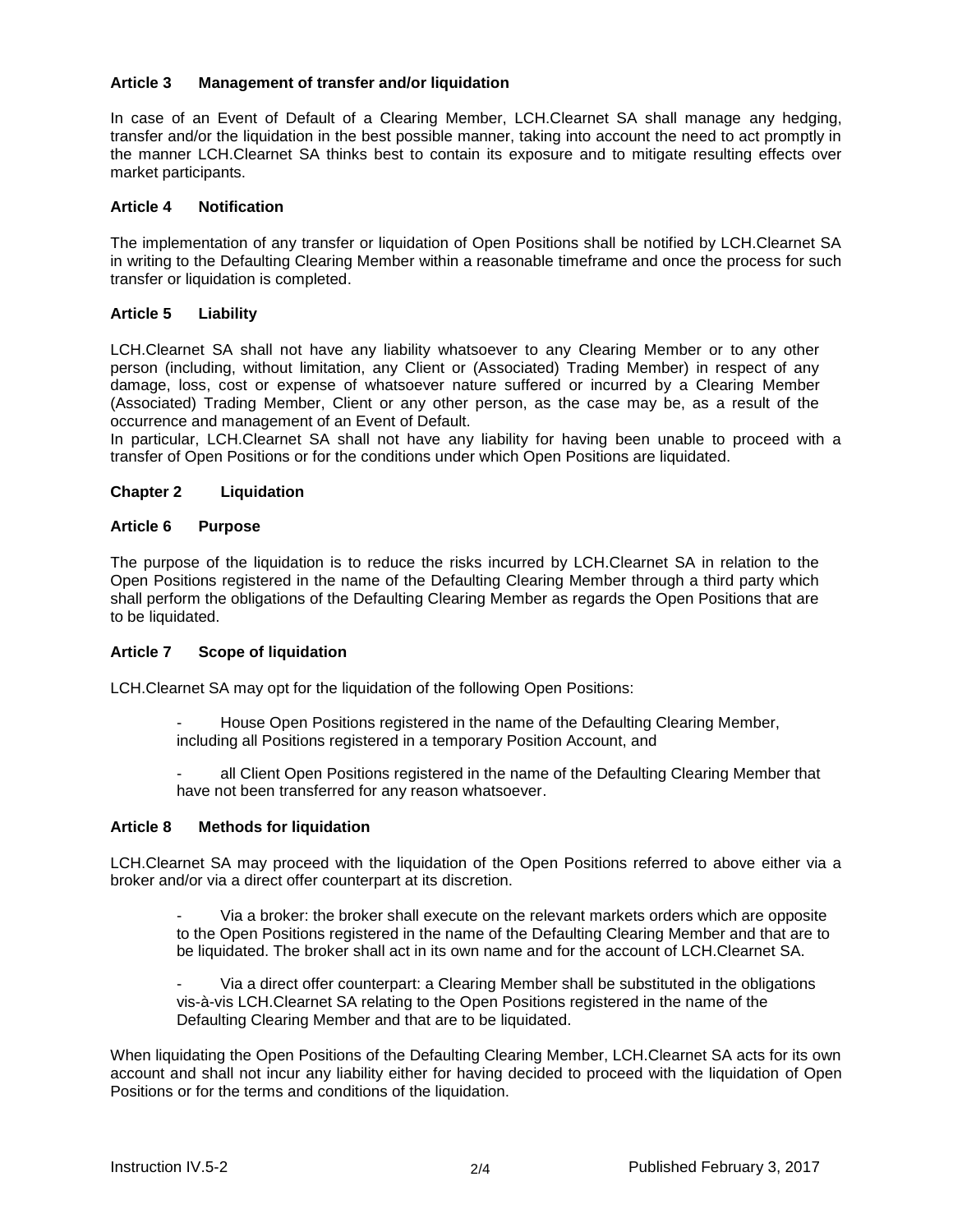### Article 3 Management of transfer and/or liquidation

In case of an Event of Default of a Clearing Member, LCH.Clearnet SA shall manage any hedging, transfer and/or the liquidation in the best possible manner, taking into account the need to act promptly in the manner LCH.Clearnet SA thinks best to contain its exposure and to mitigate resulting effects over market participants.

### Article 4 Notification

The implementation of any transfer or liquidation of Open Positions shall be notified by LCH.Clearnet SA in writing to the Defaulting Clearing Member within a reasonable timeframe and once the process for such transfer or liquidation is completed.

### Article 5 Liability

LCH.Clearnet SA shall not have any liability whatsoever to any Clearing Member or to any other person (including, without limitation, any Client or (Associated) Trading Member) in respect of any damage, loss, cost or expense of whatsoever nature suffered or incurred by a Clearing Member (Associated) Trading Member, Client or any other person, as the case may be, as a result of the occurrence and management of an Event of Default.
In particular, LCH.Clearnet SA shall not have any liability for having been unable to proceed with a transfer of Open Positions or for the conditions under which Open Positions are liquidated.

## Chapter 2 Liquidation

### Article 6 Purpose

The purpose of the liquidation is to reduce the risks incurred by LCH.Clearnet SA in relation to the Open Positions registered in the name of the Defaulting Clearing Member through a third party which shall perform the obligations of the Defaulting Clearing Member as regards the Open Positions that are to be liquidated.

### Article 7 Scope of liquidation

LCH.Clearnet SA may opt for the liquidation of the following Open Positions:

- House Open Positions registered in the name of the Defaulting Clearing Member, including all Positions registered in a temporary Position Account, and
- all Client Open Positions registered in the name of the Defaulting Clearing Member that have not been transferred for any reason whatsoever.

### Article 8 Methods for liquidation

LCH.Clearnet SA may proceed with the liquidation of the Open Positions referred to above either via a broker and/or via a direct offer counterpart at its discretion.

- Via a broker: the broker shall execute on the relevant markets orders which are opposite to the Open Positions registered in the name of the Defaulting Clearing Member and that are to be liquidated. The broker shall act in its own name and for the account of LCH.Clearnet SA.
- Via a direct offer counterpart: a Clearing Member shall be substituted in the obligations vis-à-vis LCH.Clearnet SA relating to the Open Positions registered in the name of the Defaulting Clearing Member and that are to be liquidated.

When liquidating the Open Positions of the Defaulting Clearing Member, LCH.Clearnet SA acts for its own account and shall not incur any liability either for having decided to proceed with the liquidation of Open Positions or for the terms and conditions of the liquidation.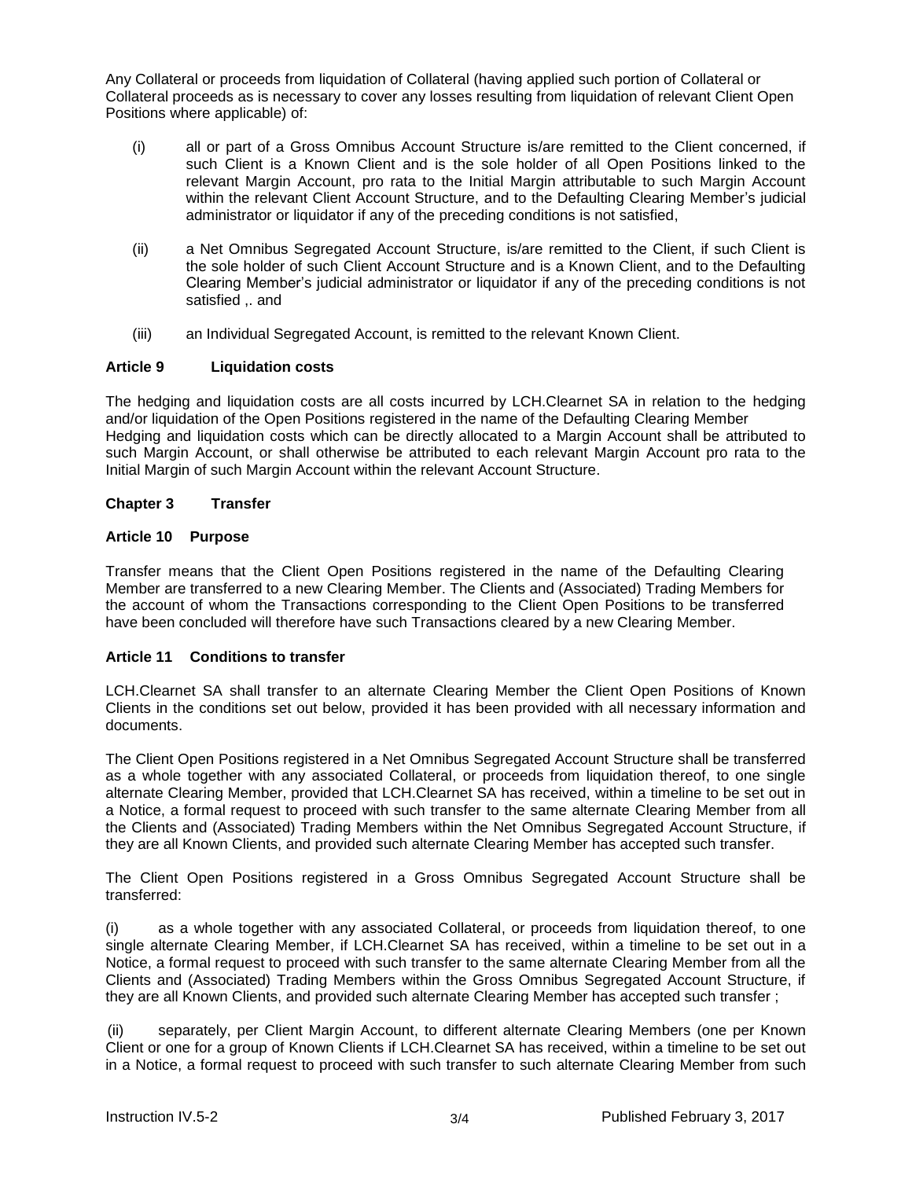Any Collateral or proceeds from liquidation of Collateral (having applied such portion of Collateral or Collateral proceeds as is necessary to cover any losses resulting from liquidation of relevant Client Open Positions where applicable) of:

(i) all or part of a Gross Omnibus Account Structure is/are remitted to the Client concerned, if such Client is a Known Client and is the sole holder of all Open Positions linked to the relevant Margin Account, pro rata to the Initial Margin attributable to such Margin Account within the relevant Client Account Structure, and to the Defaulting Clearing Member's judicial administrator or liquidator if any of the preceding conditions is not satisfied,

(ii) a Net Omnibus Segregated Account Structure, is/are remitted to the Client, if such Client is the sole holder of such Client Account Structure and is a Known Client, and to the Defaulting Clearing Member's judicial administrator or liquidator if any of the preceding conditions is not satisfied ,. and

(iii) an Individual Segregated Account, is remitted to the relevant Known Client.

**Article 9 Liquidation costs**

The hedging and liquidation costs are all costs incurred by LCH.Clearnet SA in relation to the hedging and/or liquidation of the Open Positions registered in the name of the Defaulting Clearing Member
Hedging and liquidation costs which can be directly allocated to a Margin Account shall be attributed to such Margin Account, or shall otherwise be attributed to each relevant Margin Account pro rata to the Initial Margin of such Margin Account within the relevant Account Structure.

## Chapter 3 Transfer

**Article 10 Purpose**

Transfer means that the Client Open Positions registered in the name of the Defaulting Clearing Member are transferred to a new Clearing Member. The Clients and (Associated) Trading Members for the account of whom the Transactions corresponding to the Client Open Positions to be transferred have been concluded will therefore have such Transactions cleared by a new Clearing Member.

**Article 11 Conditions to transfer**

LCH.Clearnet SA shall transfer to an alternate Clearing Member the Client Open Positions of Known Clients in the conditions set out below, provided it has been provided with all necessary information and documents.

The Client Open Positions registered in a Net Omnibus Segregated Account Structure shall be transferred as a whole together with any associated Collateral, or proceeds from liquidation thereof, to one single alternate Clearing Member, provided that LCH.Clearnet SA has received, within a timeline to be set out in a Notice, a formal request to proceed with such transfer to the same alternate Clearing Member from all the Clients and (Associated) Trading Members within the Net Omnibus Segregated Account Structure, if they are all Known Clients, and provided such alternate Clearing Member has accepted such transfer.

The Client Open Positions registered in a Gross Omnibus Segregated Account Structure shall be transferred:

(i) as a whole together with any associated Collateral, or proceeds from liquidation thereof, to one single alternate Clearing Member, if LCH.Clearnet SA has received, within a timeline to be set out in a Notice, a formal request to proceed with such transfer to the same alternate Clearing Member from all the Clients and (Associated) Trading Members within the Gross Omnibus Segregated Account Structure, if they are all Known Clients, and provided such alternate Clearing Member has accepted such transfer ;

(ii) separately, per Client Margin Account, to different alternate Clearing Members (one per Known Client or one for a group of Known Clients if LCH.Clearnet SA has received, within a timeline to be set out in a Notice, a formal request to proceed with such transfer to such alternate Clearing Member from such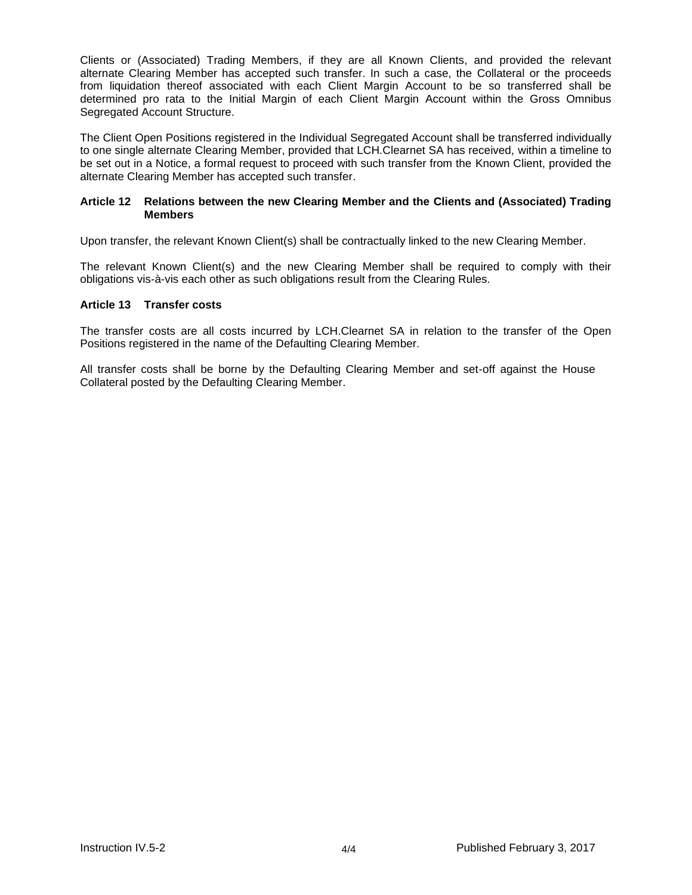Clients or (Associated) Trading Members, if they are all Known Clients, and provided the relevant alternate Clearing Member has accepted such transfer. In such a case, the Collateral or the proceeds from liquidation thereof associated with each Client Margin Account to be so transferred shall be determined pro rata to the Initial Margin of each Client Margin Account within the Gross Omnibus Segregated Account Structure.

The Client Open Positions registered in the Individual Segregated Account shall be transferred individually to one single alternate Clearing Member, provided that LCH.Clearnet SA has received, within a timeline to be set out in a Notice, a formal request to proceed with such transfer from the Known Client, provided the alternate Clearing Member has accepted such transfer.

### Article 12 Relations between the new Clearing Member and the Clients and (Associated) Trading Members

Upon transfer, the relevant Known Client(s) shall be contractually linked to the new Clearing Member.

The relevant Known Client(s) and the new Clearing Member shall be required to comply with their obligations vis-à-vis each other as such obligations result from the Clearing Rules.

### Article 13 Transfer costs

The transfer costs are all costs incurred by LCH.Clearnet SA in relation to the transfer of the Open Positions registered in the name of the Defaulting Clearing Member.

All transfer costs shall be borne by the Defaulting Clearing Member and set-off against the House Collateral posted by the Defaulting Clearing Member.